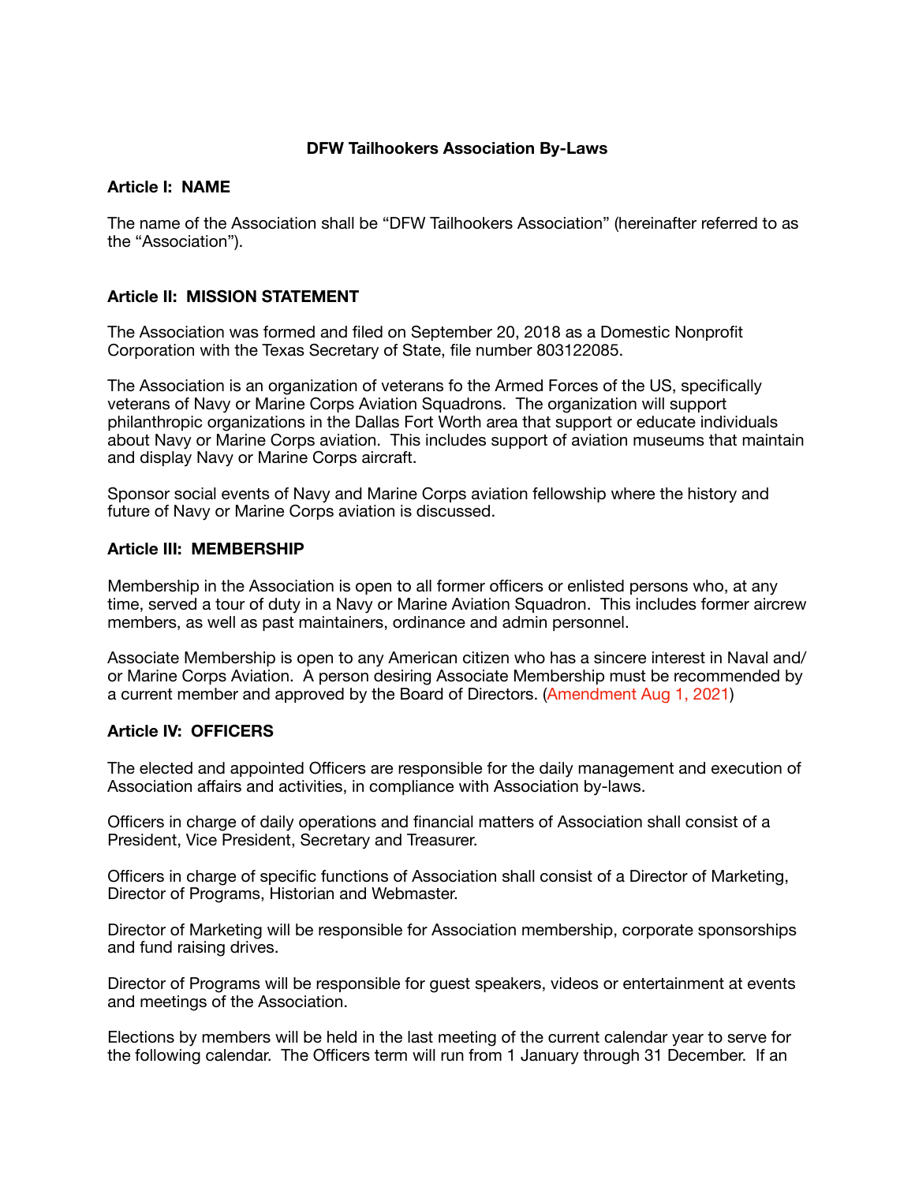# DFW Tailhookers Association By-Laws

## Article I: NAME

The name of the Association shall be "DFW Tailhookers Association" (hereinafter referred to as the "Association").

## Article II: MISSION STATEMENT

The Association was formed and filed on September 20, 2018 as a Domestic Nonprofit Corporation with the Texas Secretary of State, file number 803122085.

The Association is an organization of veterans fo the Armed Forces of the US, specifically veterans of Navy or Marine Corps Aviation Squadrons. The organization will support philanthropic organizations in the Dallas Fort Worth area that support or educate individuals about Navy or Marine Corps aviation. This includes support of aviation museums that maintain and display Navy or Marine Corps aircraft.

Sponsor social events of Navy and Marine Corps aviation fellowship where the history and future of Navy or Marine Corps aviation is discussed.

## Article III: MEMBERSHIP

Membership in the Association is open to all former officers or enlisted persons who, at any time, served a tour of duty in a Navy or Marine Aviation Squadron. This includes former aircrew members, as well as past maintainers, ordinance and admin personnel.

Associate Membership is open to any American citizen who has a sincere interest in Naval and/or Marine Corps Aviation. A person desiring Associate Membership must be recommended by a current member and approved by the Board of Directors. (Amendment Aug 1, 2021)

## Article IV: OFFICERS

The elected and appointed Officers are responsible for the daily management and execution of Association affairs and activities, in compliance with Association by-laws.

Officers in charge of daily operations and financial matters of Association shall consist of a President, Vice President, Secretary and Treasurer.

Officers in charge of specific functions of Association shall consist of a Director of Marketing, Director of Programs, Historian and Webmaster.

Director of Marketing will be responsible for Association membership, corporate sponsorships and fund raising drives.

Director of Programs will be responsible for guest speakers, videos or entertainment at events and meetings of the Association.

Elections by members will be held in the last meeting of the current calendar year to serve for the following calendar. The Officers term will run from 1 January through 31 December. If an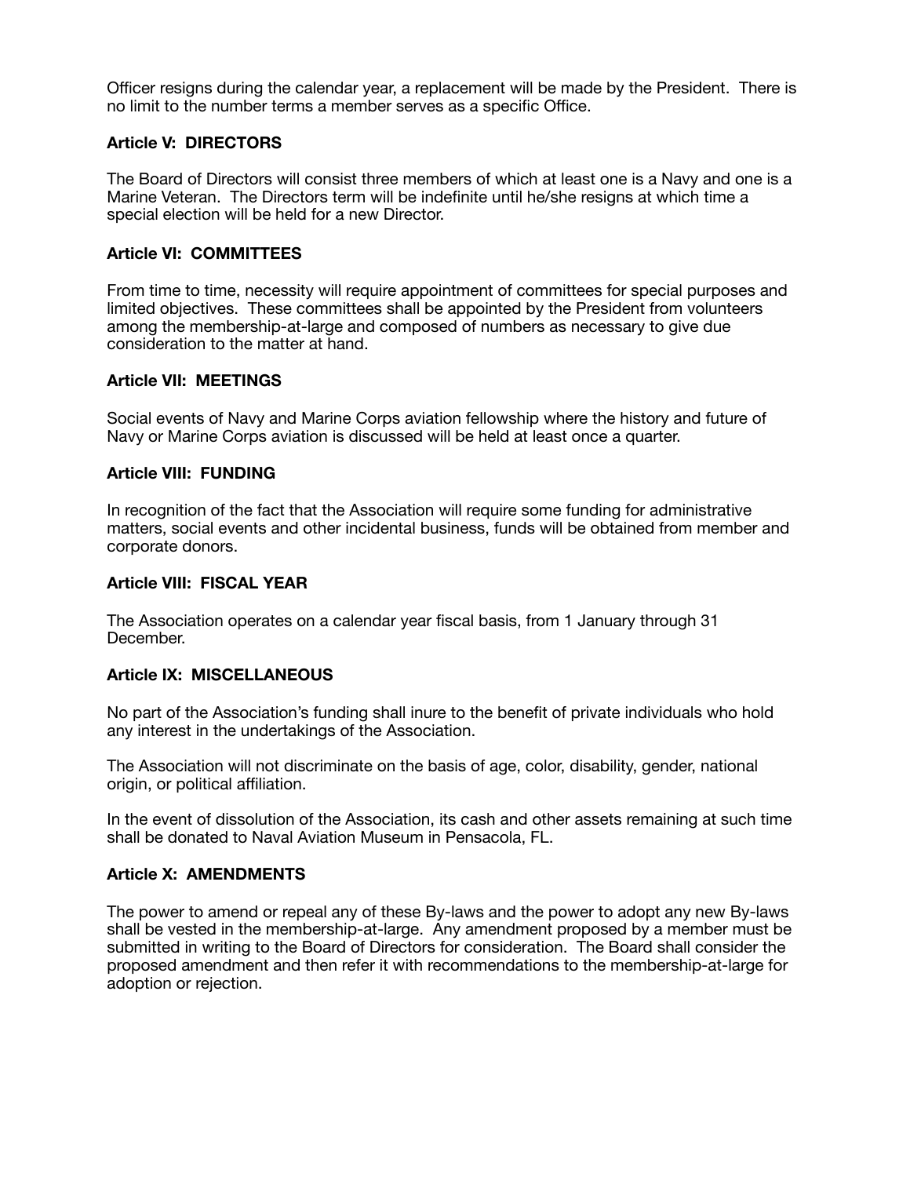Officer resigns during the calendar year, a replacement will be made by the President. There is no limit to the number terms a member serves as a specific Office.

### Article V: DIRECTORS

The Board of Directors will consist three members of which at least one is a Navy and one is a Marine Veteran. The Directors term will be indefinite until he/she resigns at which time a special election will be held for a new Director.

### Article VI: COMMITTEES

From time to time, necessity will require appointment of committees for special purposes and limited objectives. These committees shall be appointed by the President from volunteers among the membership-at-large and composed of numbers as necessary to give due consideration to the matter at hand.

### Article VII: MEETINGS

Social events of Navy and Marine Corps aviation fellowship where the history and future of Navy or Marine Corps aviation is discussed will be held at least once a quarter.

### Article VIII: FUNDING

In recognition of the fact that the Association will require some funding for administrative matters, social events and other incidental business, funds will be obtained from member and corporate donors.

### Article VIII: FISCAL YEAR

The Association operates on a calendar year fiscal basis, from 1 January through 31 December.

### Article IX: MISCELLANEOUS

No part of the Association's funding shall inure to the benefit of private individuals who hold any interest in the undertakings of the Association.

The Association will not discriminate on the basis of age, color, disability, gender, national origin, or political affiliation.

In the event of dissolution of the Association, its cash and other assets remaining at such time shall be donated to Naval Aviation Museum in Pensacola, FL.

### Article X: AMENDMENTS

The power to amend or repeal any of these By-laws and the power to adopt any new By-laws shall be vested in the membership-at-large. Any amendment proposed by a member must be submitted in writing to the Board of Directors for consideration. The Board shall consider the proposed amendment and then refer it with recommendations to the membership-at-large for adoption or rejection.